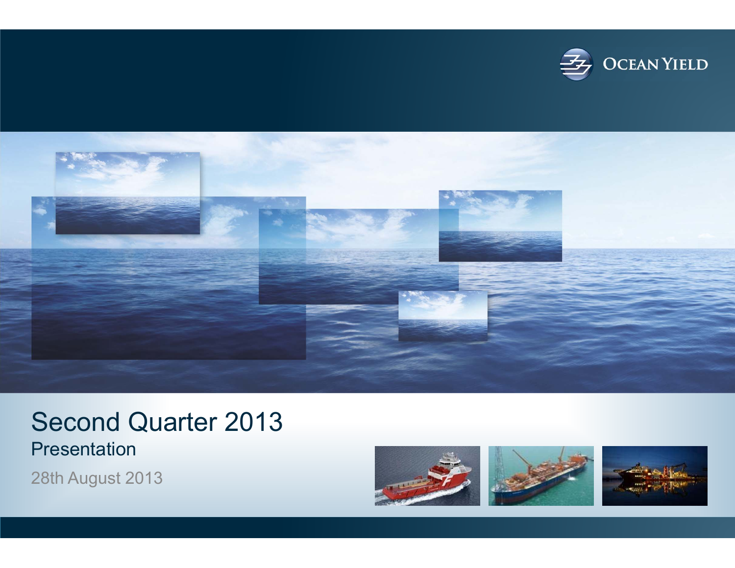OCEAN YIELD

# Second Quarter 2013

## Presentation

28th August 2013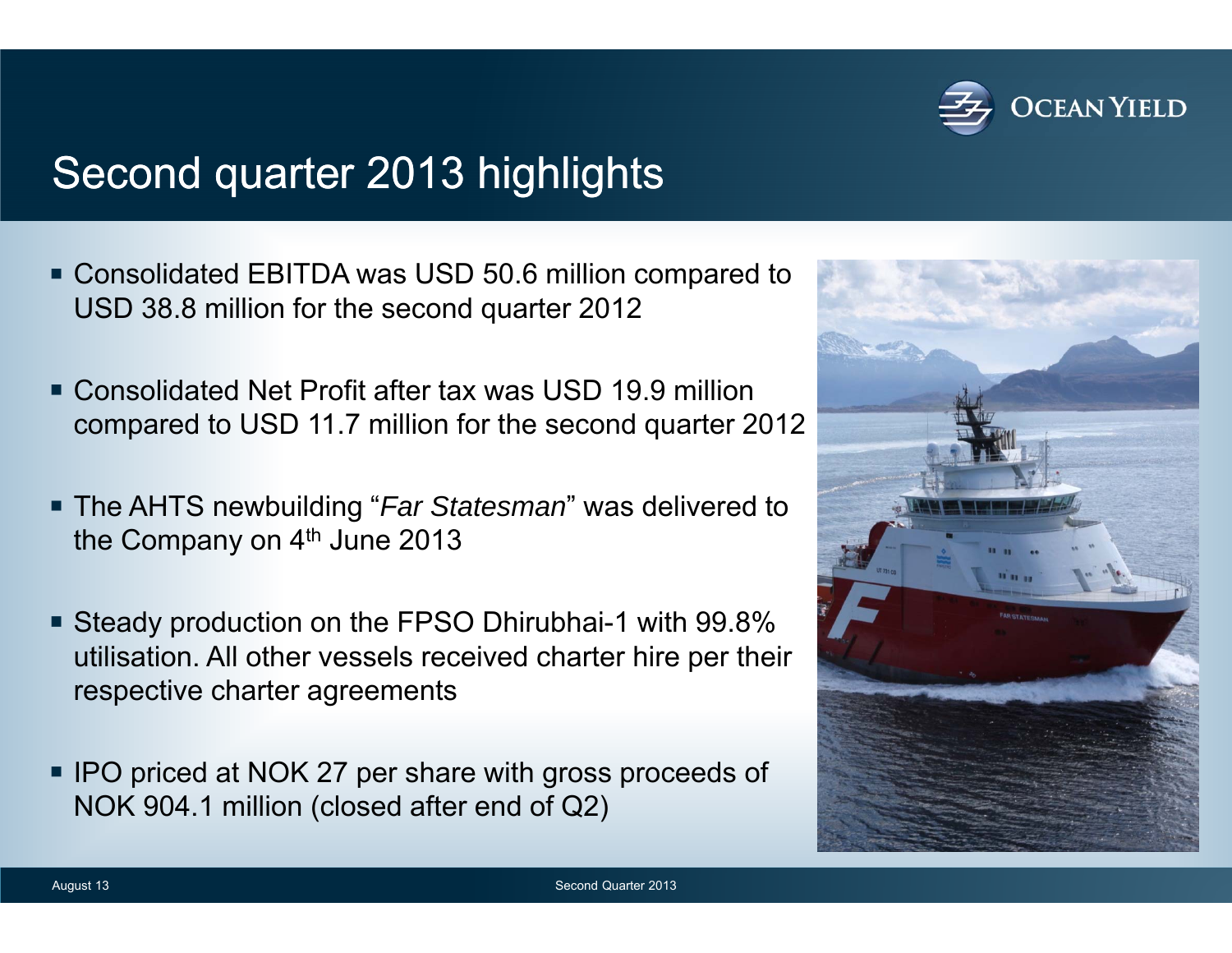# Second quarter 2013 highlights

- Consolidated EBITDA was USD 50.6 million compared to USD 38.8 million for the second quarter 2012
- Consolidated Net Profit after tax was USD 19.9 million compared to USD 11.7 million for the second quarter 2012
- The AHTS newbuilding "*Far Statesman*" was delivered to the Company on 4th June 2013
- Steady production on the FPSO Dhirubhai-1 with 99.8% utilisation. All other vessels received charter hire per their respective charter agreements
- IPO priced at NOK 27 per share with gross proceeds of NOK 904.1 million (closed after end of Q2)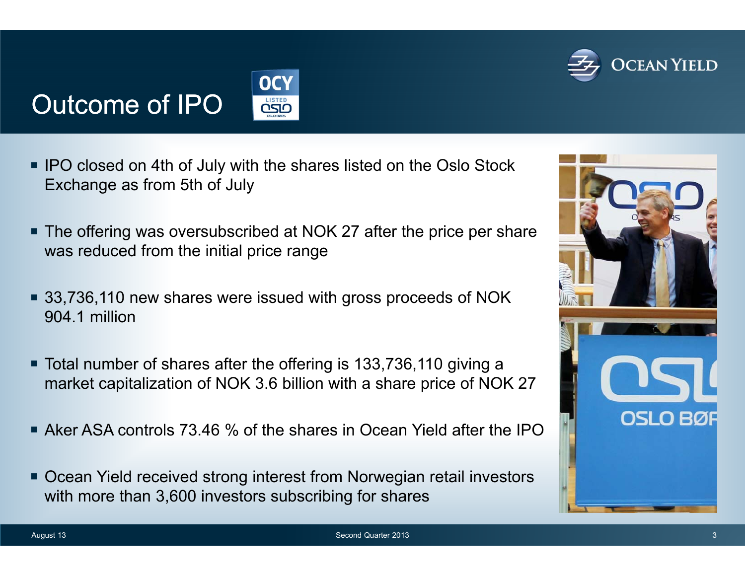# Outcome of IPO

- IPO closed on 4th of July with the shares listed on the Oslo Stock Exchange as from 5th of July
- The offering was oversubscribed at NOK 27 after the price per share was reduced from the initial price range
- 33,736,110 new shares were issued with gross proceeds of NOK 904.1 million
- Total number of shares after the offering is 133,736,110 giving a market capitalization of NOK 3.6 billion with a share price of NOK 27
- Aker ASA controls 73.46 % of the shares in Ocean Yield after the IPO
- Ocean Yield received strong interest from Norwegian retail investors with more than 3,600 investors subscribing for shares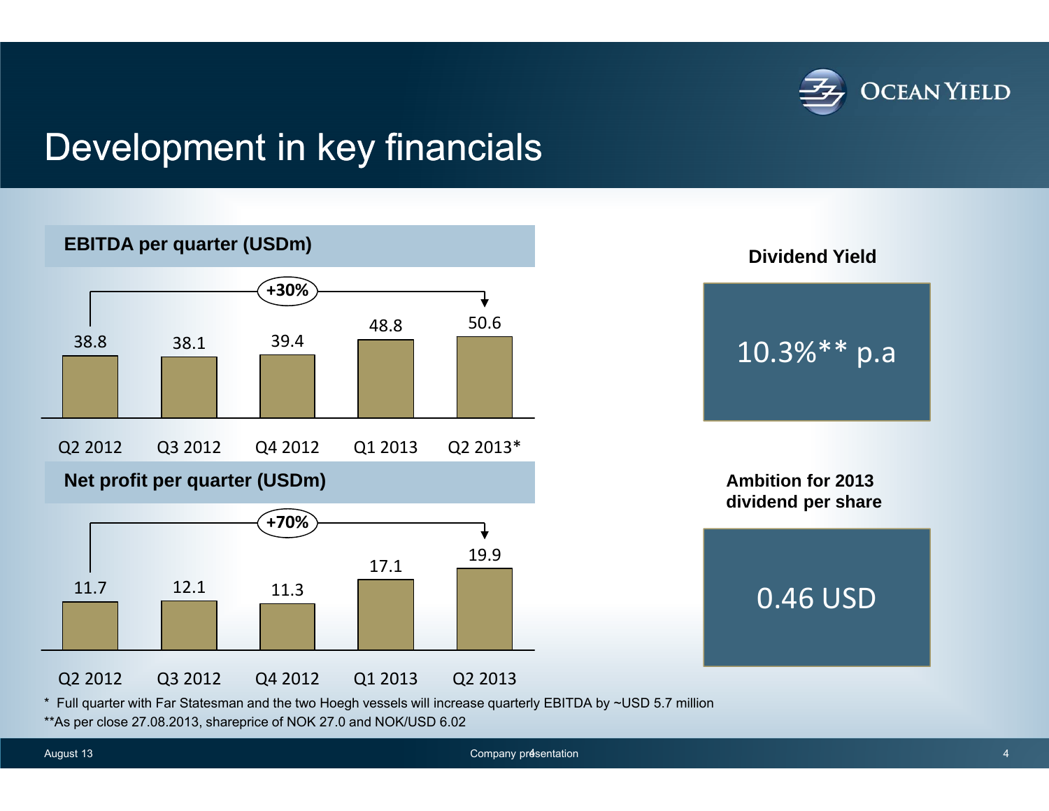# Development in key financials

### EBITDA per quarter (USDm)

+30%

| Q2 2012 | Q3 2012 | Q4 2012 | Q1 2013 | Q2 2013* |
|---|---|---|---|---|
| 38.8 | 38.1 | 39.4 | 48.8 | 50.6 |

### Net profit per quarter (USDm)

+70%

| Q2 2012 | Q3 2012 | Q4 2012 | Q1 2013 | Q2 2013 |
|---|---|---|---|---|
| 11.7 | 12.1 | 11.3 | 17.1 | 19.9 |

**Dividend Yield**

10.3%** p.a

**Ambition for 2013 dividend per share**

0.46 USD

\* Full quarter with Far Statesman and the two Hoegh vessels will increase quarterly EBITDA by ~USD 5.7 million

**As per close 27.08.2013, shareprice of NOK 27.0 and NOK/USD 6.02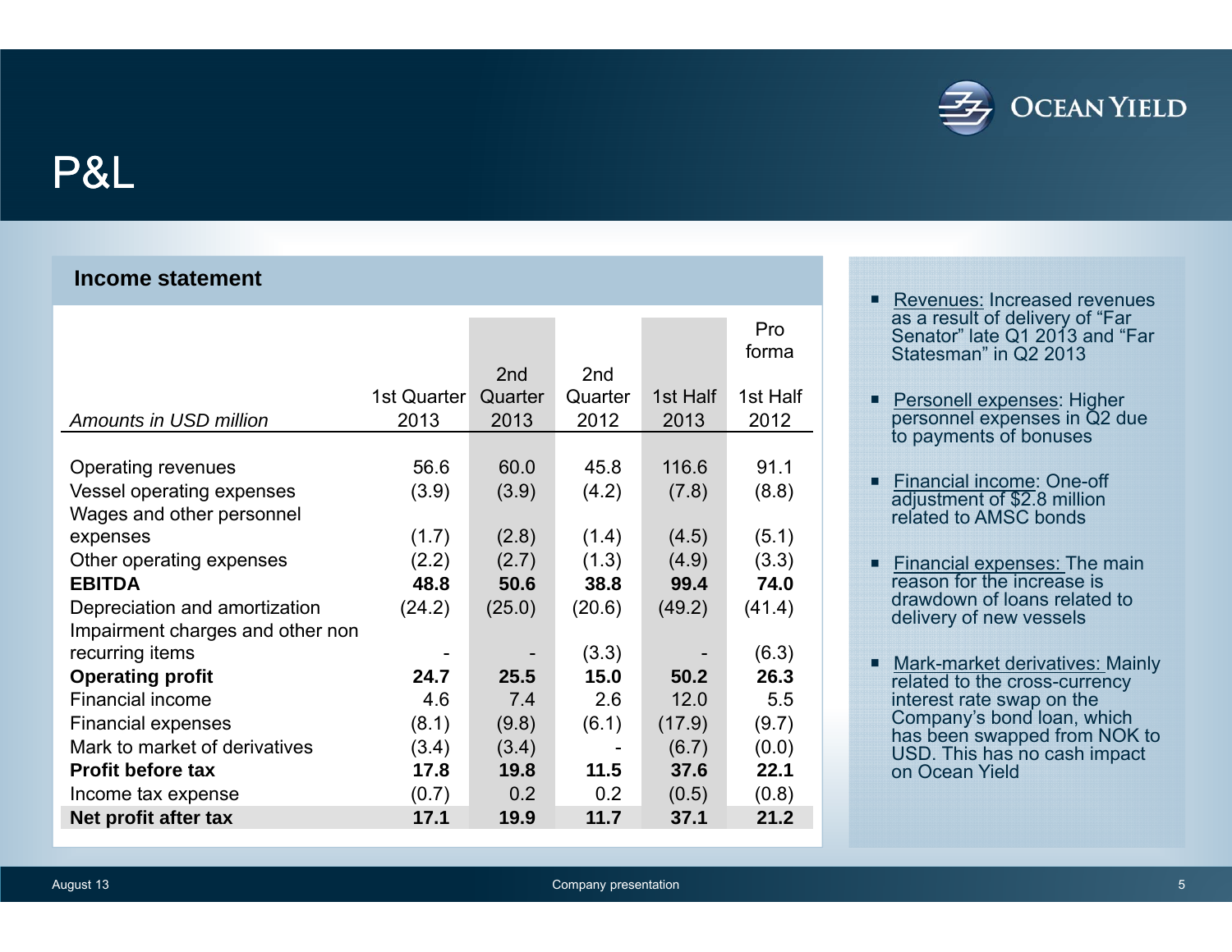# P&L

## Income statement

| *Amounts in USD million* | 1st Quarter 2013 | 2nd Quarter 2013 | 2nd Quarter 2012 | 1st Half 2013 | Pro forma 1st Half 2012 |
|---|---|---|---|---|---|
| Operating revenues | 56.6 | 60.0 | 45.8 | 116.6 | 91.1 |
| Vessel operating expenses | (3.9) | (3.9) | (4.2) | (7.8) | (8.8) |
| Wages and other personnel expenses | (1.7) | (2.8) | (1.4) | (4.5) | (5.1) |
| Other operating expenses | (2.2) | (2.7) | (1.3) | (4.9) | (3.3) |
| **EBITDA** | **48.8** | **50.6** | **38.8** | **99.4** | **74.0** |
| Depreciation and amortization | (24.2) | (25.0) | (20.6) | (49.2) | (41.4) |
| Impairment charges and other non recurring items | - | - | (3.3) | - | (6.3) |
| **Operating profit** | **24.7** | **25.5** | **15.0** | **50.2** | **26.3** |
| Financial income | 4.6 | 7.4 | 2.6 | 12.0 | 5.5 |
| Financial expenses | (8.1) | (9.8) | (6.1) | (17.9) | (9.7) |
| Mark to market of derivatives | (3.4) | (3.4) | - | (6.7) | (0.0) |
| **Profit before tax** | **17.8** | **19.8** | **11.5** | **37.6** | **22.1** |
| Income tax expense | (0.7) | 0.2 | 0.2 | (0.5) | (0.8) |
| **Net profit after tax** | **17.1** | **19.9** | **11.7** | **37.1** | **21.2** |

- Revenues: Increased revenues as a result of delivery of "Far Senator" late Q1 2013 and "Far Statesman" in Q2 2013
- Personell expenses: Higher personnel expenses in Q2 due to payments of bonuses
- Financial income: One-off adjustment of $2.8 million related to AMSC bonds
- Financial expenses: The main reason for the increase is drawdown of loans related to delivery of new vessels
- Mark-market derivatives: Mainly related to the cross-currency interest rate swap on the Company's bond loan, which has been swapped from NOK to USD. This has no cash impact on Ocean Yield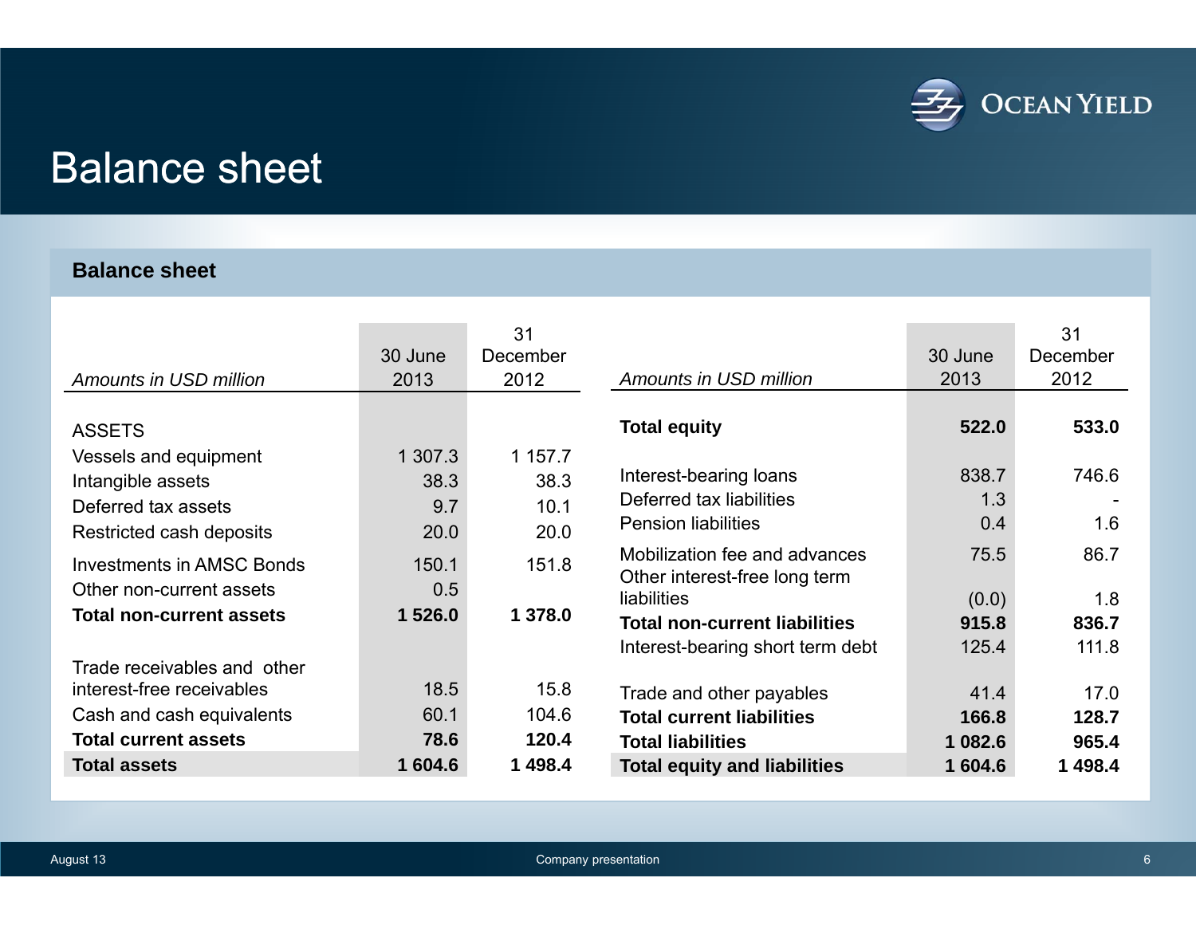# Balance sheet

## Balance sheet

| *Amounts in USD million* | 30 June 2013 | 31 December 2012 |
|---|---|---|
| ASSETS | | |
| Vessels and equipment | 1 307.3 | 1 157.7 |
| Intangible assets | 38.3 | 38.3 |
| Deferred tax assets | 9.7 | 10.1 |
| Restricted cash deposits | 20.0 | 20.0 |
| Investments in AMSC Bonds | 150.1 | 151.8 |
| Other non-current assets | 0.5 | |
| **Total non-current assets** | **1 526.0** | **1 378.0** |
| Trade receivables and other interest-free receivables | 18.5 | 15.8 |
| Cash and cash equivalents | 60.1 | 104.6 |
| **Total current assets** | **78.6** | **120.4** |
| **Total assets** | **1 604.6** | **1 498.4** |

| *Amounts in USD million* | 30 June 2013 | 31 December 2012 |
|---|---|---|
| **Total equity** | **522.0** | **533.0** |
| Interest-bearing loans | 838.7 | 746.6 |
| Deferred tax liabilities | 1.3 | - |
| Pension liabilities | 0.4 | 1.6 |
| Mobilization fee and advances | 75.5 | 86.7 |
| Other interest-free long term liabilities | (0.0) | 1.8 |
| **Total non-current liabilities** | **915.8** | **836.7** |
| Interest-bearing short term debt | 125.4 | 111.8 |
| Trade and other payables | 41.4 | 17.0 |
| **Total current liabilities** | **166.8** | **128.7** |
| **Total liabilities** | **1 082.6** | **965.4** |
| **Total equity and liabilities** | **1 604.6** | **1 498.4** |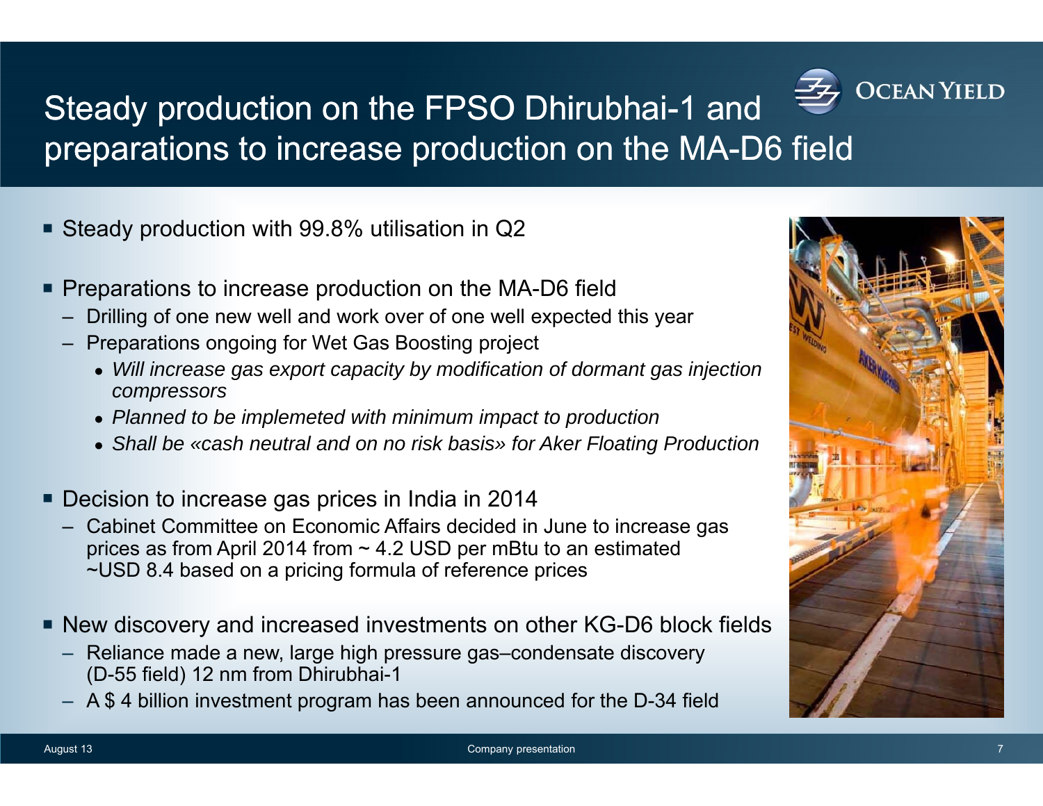# Steady production on the FPSO Dhirubhai-1 and preparations to increase production on the MA-D6 field

- Steady production with 99.8% utilisation in Q2

- Preparations to increase production on the MA-D6 field
  - Drilling of one new well and work over of one well expected this year
  - Preparations ongoing for Wet Gas Boosting project
    - *Will increase gas export capacity by modification of dormant gas injection compressors*
    - *Planned to be implemeted with minimum impact to production*
    - *Shall be «cash neutral and on no risk basis» for Aker Floating Production*

- Decision to increase gas prices in India in 2014
  - Cabinet Committee on Economic Affairs decided in June to increase gas prices as from April 2014 from ~ 4.2 USD per mBtu to an estimated ~USD 8.4 based on a pricing formula of reference prices

- New discovery and increased investments on other KG-D6 block fields
  - Reliance made a new, large high pressure gas–condensate discovery (D-55 field) 12 nm from Dhirubhai-1
  - A $ 4 billion investment program has been announced for the D-34 field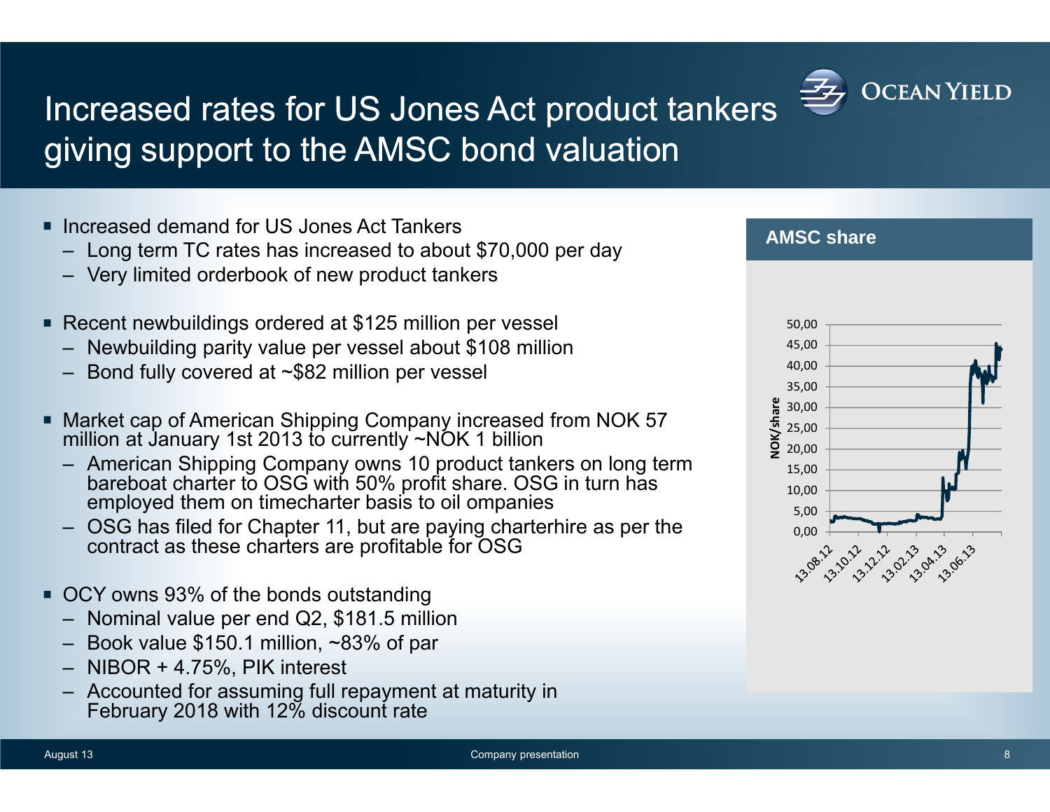# Increased rates for US Jones Act product tankers giving support to the AMSC bond valuation

- Increased demand for US Jones Act Tankers
  - Long term TC rates has increased to about $70,000 per day
  - Very limited orderbook of new product tankers
- Recent newbuildings ordered at $125 million per vessel
  - Newbuilding parity value per vessel about $108 million
  - Bond fully covered at ~$82 million per vessel
- Market cap of American Shipping Company increased from NOK 57 million at January 1st 2013 to currently ~NOK 1 billion
  - American Shipping Company owns 10 product tankers on long term bareboat charter to OSG with 50% profit share. OSG in turn has employed them on timecharter basis to oil ompanies
  - OSG has filed for Chapter 11, but are paying charterhire as per the contract as these charters are profitable for OSG
- OCY owns 93% of the bonds outstanding
  - Nominal value per end Q2, $181.5 million
  - Book value $150.1 million, ~83% of par
  - NIBOR + 4.75%, PIK interest
  - Accounted for assuming full repayment at maturity in February 2018 with 12% discount rate

## AMSC share

NOK/share: 0,00 – 50,00; dates 13.08.12 – 13.06.13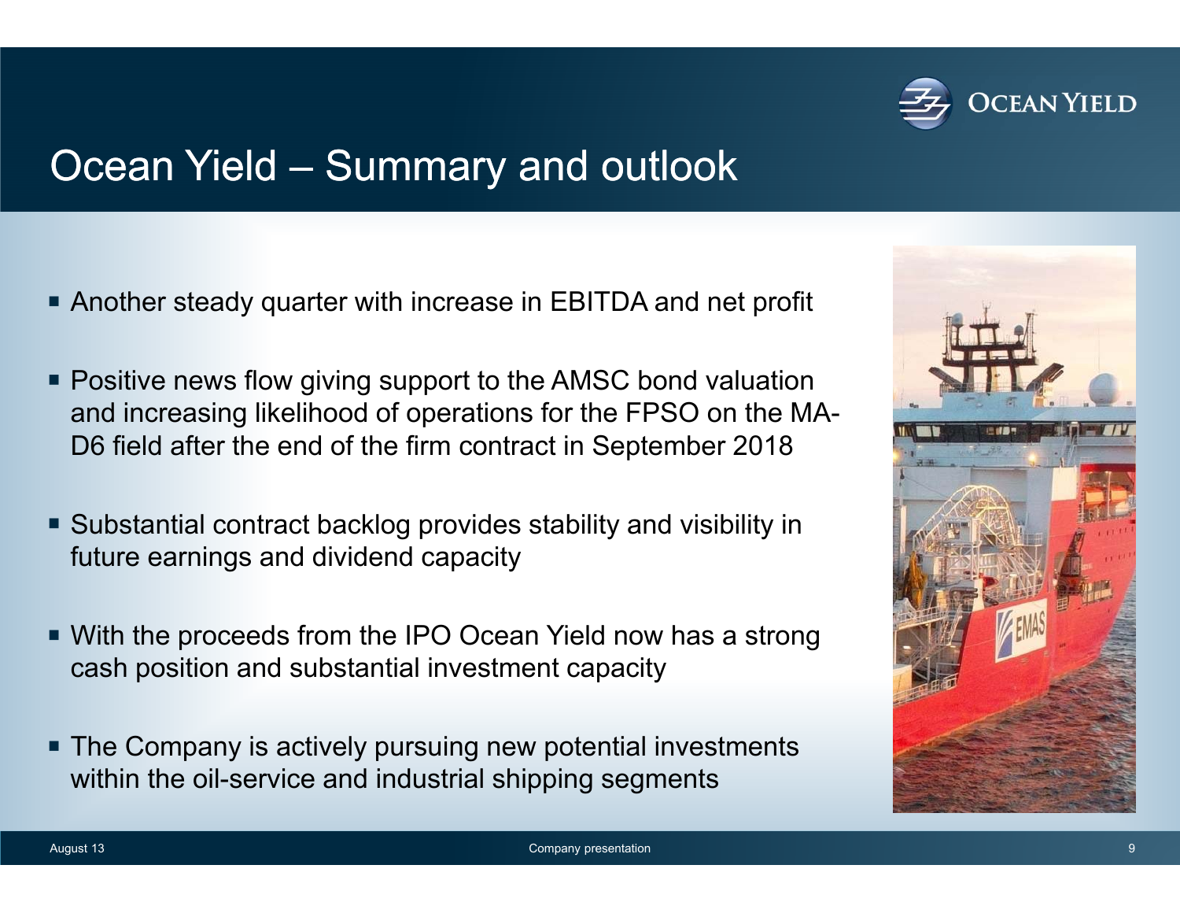# Ocean Yield – Summary and outlook

- Another steady quarter with increase in EBITDA and net profit
- Positive news flow giving support to the AMSC bond valuation and increasing likelihood of operations for the FPSO on the MA-D6 field after the end of the firm contract in September 2018
- Substantial contract backlog provides stability and visibility in future earnings and dividend capacity
- With the proceeds from the IPO Ocean Yield now has a strong cash position and substantial investment capacity
- The Company is actively pursuing new potential investments within the oil-service and industrial shipping segments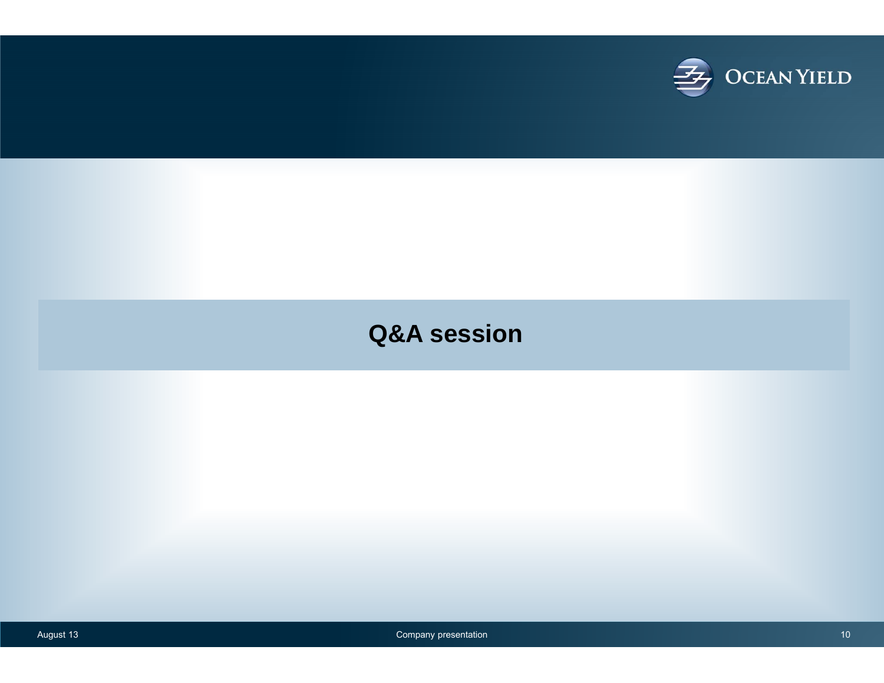# Q&A session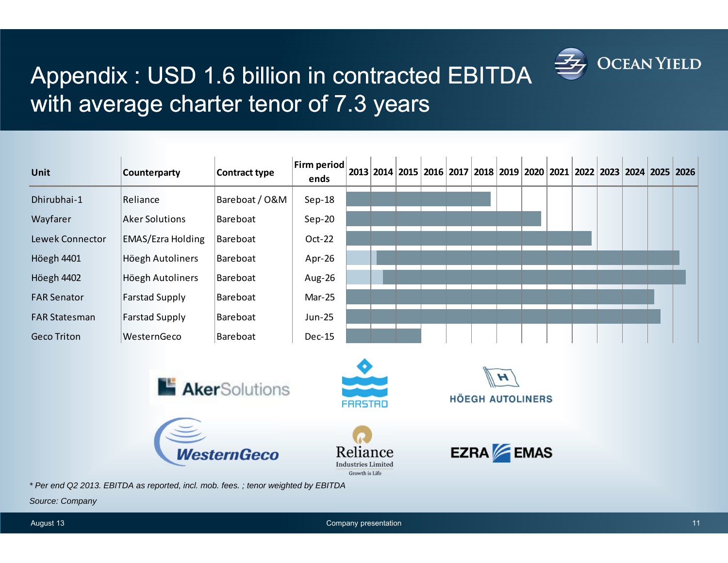# Appendix : USD 1.6 billion in contracted EBITDA with average charter tenor of 7.3 years

| Unit | Counterparty | Contract type | Firm period ends |
|---|---|---|---|
| Dhirubhai-1 | Reliance | Bareboat / O&M | Sep-18 |
| Wayfarer | Aker Solutions | Bareboat | Sep-20 |
| Lewek Connector | EMAS/Ezra Holding | Bareboat | Oct-22 |
| Höegh 4401 | Höegh Autoliners | Bareboat | Apr-26 |
| Höegh 4402 | Höegh Autoliners | Bareboat | Aug-26 |
| FAR Senator | Farstad Supply | Bareboat | Mar-25 |
| FAR Statesman | Farstad Supply | Bareboat | Jun-25 |
| Geco Triton | WesternGeco | Bareboat | Dec-15 |

*\* Per end Q2 2013. EBITDA as reported, incl. mob. fees. ; tenor weighted by EBITDA*

*Source: Company*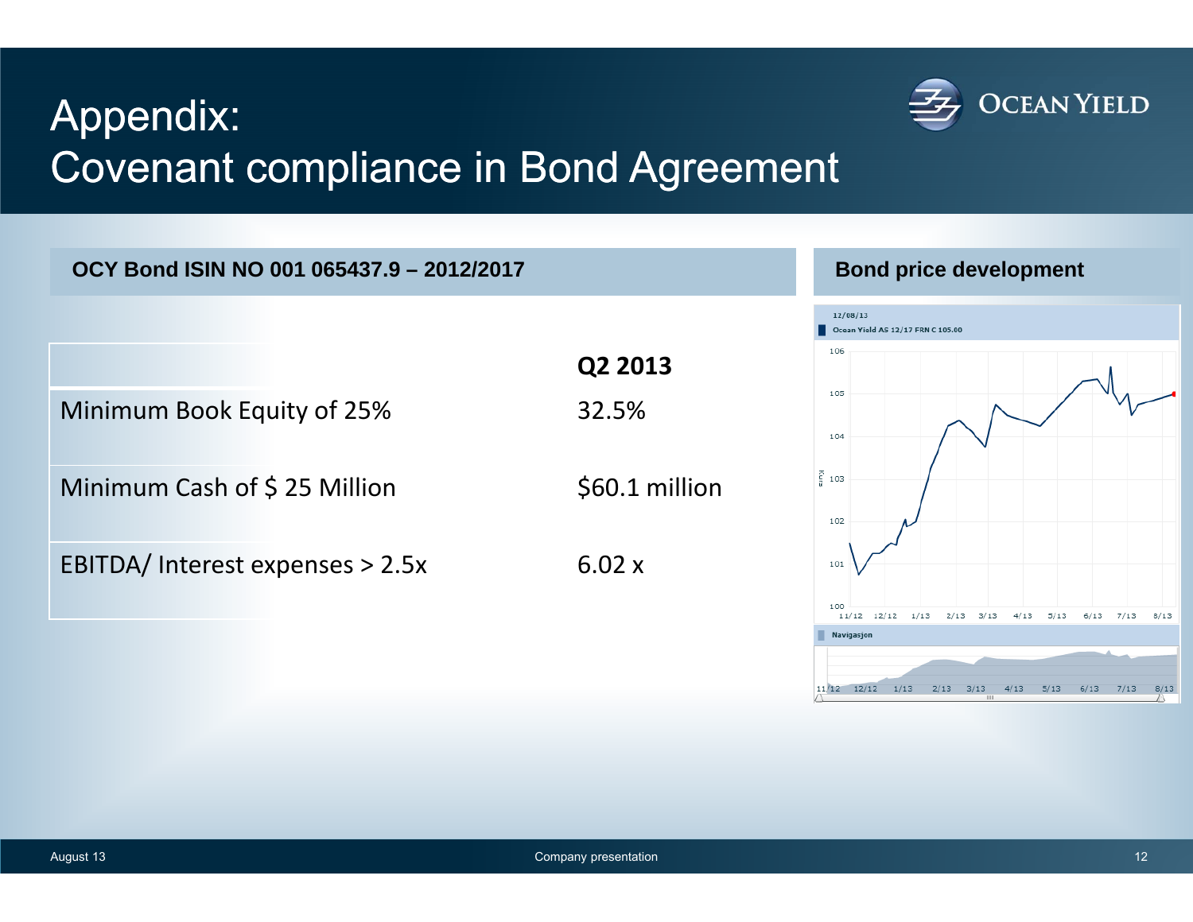# Appendix: Covenant compliance in Bond Agreement

## OCY Bond ISIN NO 001 065437.9 – 2012/2017

| | Q2 2013 |
|---|---|
| Minimum Book Equity of 25% | 32.5% |
| Minimum Cash of $ 25 Million | $60.1 million |
| EBITDA/ Interest expenses > 2.5x | 6.02 x |

## Bond price development

12/08/13

Ocean Yield AS 12/17 FRN C 105.00

Navigasjon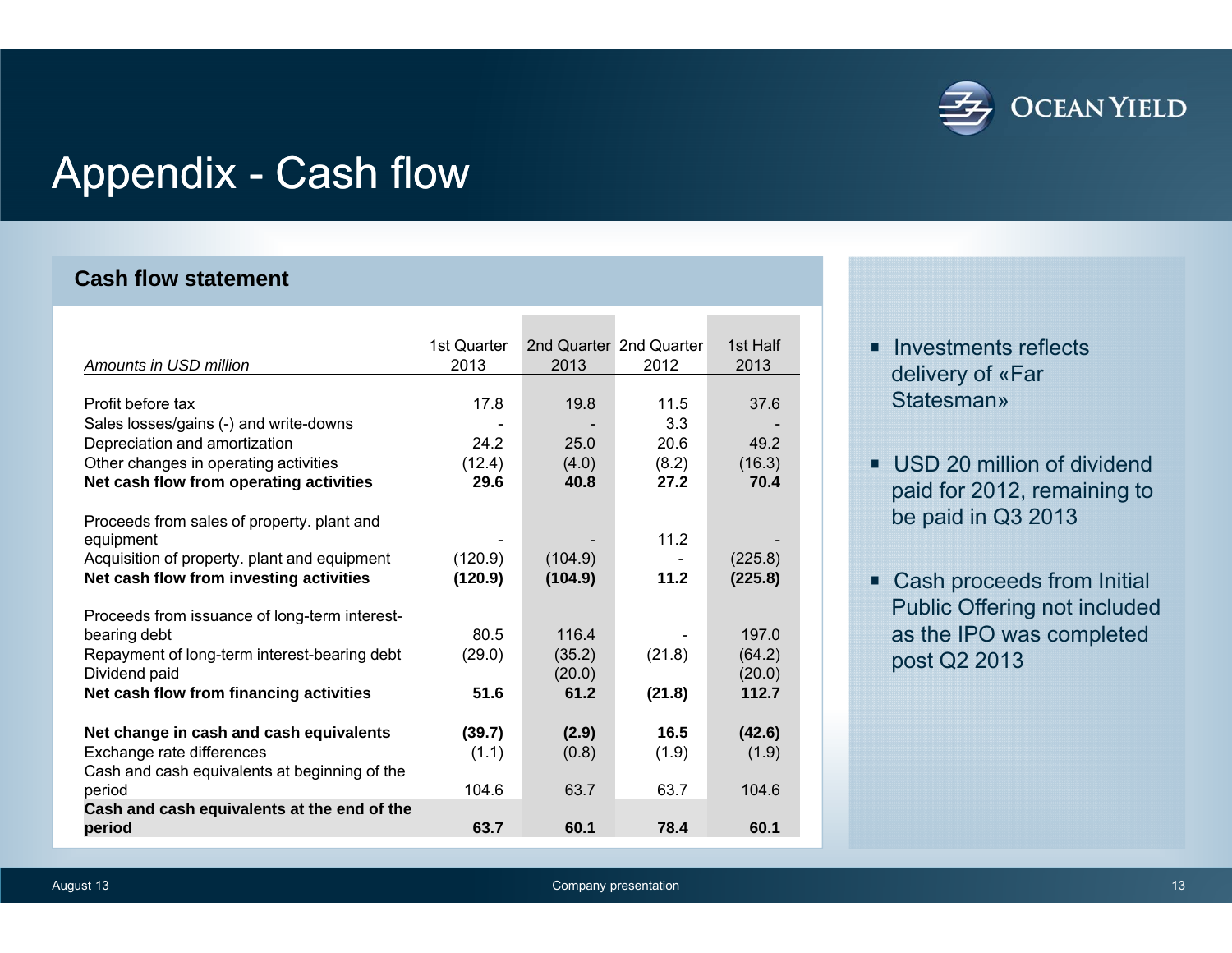# Appendix - Cash flow

## Cash flow statement

| *Amounts in USD million* | 1st Quarter 2013 | 2nd Quarter 2013 | 2nd Quarter 2012 | 1st Half 2013 |
|---|---|---|---|---|
| Profit before tax | 17.8 | 19.8 | 11.5 | 37.6 |
| Sales losses/gains (-) and write-downs | - | - | 3.3 | - |
| Depreciation and amortization | 24.2 | 25.0 | 20.6 | 49.2 |
| Other changes in operating activities | (12.4) | (4.0) | (8.2) | (16.3) |
| **Net cash flow from operating activities** | **29.6** | **40.8** | **27.2** | **70.4** |
| Proceeds from sales of property. plant and equipment | - | - | 11.2 | - |
| Acquisition of property. plant and equipment | (120.9) | (104.9) | - | (225.8) |
| **Net cash flow from investing activities** | **(120.9)** | **(104.9)** | **11.2** | **(225.8)** |
| Proceeds from issuance of long-term interest-bearing debt | 80.5 | 116.4 | - | 197.0 |
| Repayment of long-term interest-bearing debt | (29.0) | (35.2) | (21.8) | (64.2) |
| Dividend paid | | (20.0) | | (20.0) |
| **Net cash flow from financing activities** | **51.6** | **61.2** | **(21.8)** | **112.7** |
| **Net change in cash and cash equivalents** | **(39.7)** | **(2.9)** | **16.5** | **(42.6)** |
| Exchange rate differences | (1.1) | (0.8) | (1.9) | (1.9) |
| Cash and cash equivalents at beginning of the period | 104.6 | 63.7 | 63.7 | 104.6 |
| **Cash and cash equivalents at the end of the period** | **63.7** | **60.1** | **78.4** | **60.1** |

- Investments reflects delivery of «Far Statesman»
- USD 20 million of dividend paid for 2012, remaining to be paid in Q3 2013
- Cash proceeds from Initial Public Offering not included as the IPO was completed post Q2 2013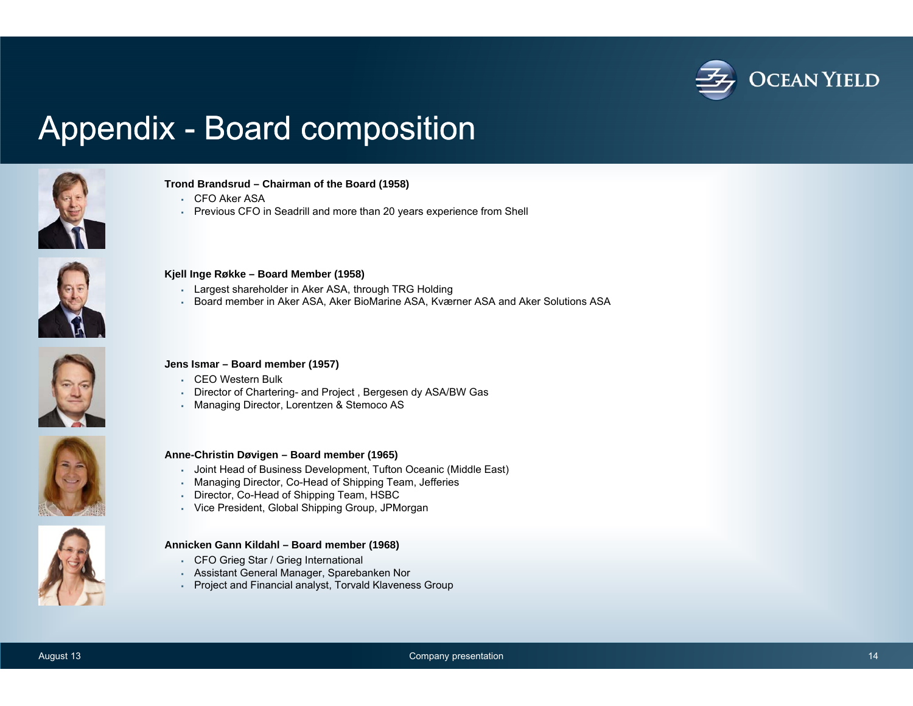# Appendix - Board composition

**Trond Brandsrud – Chairman of the Board (1958)**

- CFO Aker ASA
- Previous CFO in Seadrill and more than 20 years experience from Shell

**Kjell Inge Røkke – Board Member (1958)**

- Largest shareholder in Aker ASA, through TRG Holding
- Board member in Aker ASA, Aker BioMarine ASA, Kværner ASA and Aker Solutions ASA

**Jens Ismar – Board member (1957)**

- CEO Western Bulk
- Director of Chartering- and Project , Bergesen dy ASA/BW Gas
- Managing Director, Lorentzen & Stemoco AS

**Anne-Christin Døvigen – Board member (1965)**

- Joint Head of Business Development, Tufton Oceanic (Middle East)
- Managing Director, Co-Head of Shipping Team, Jefferies
- Director, Co-Head of Shipping Team, HSBC
- Vice President, Global Shipping Group, JPMorgan

**Annicken Gann Kildahl – Board member (1968)**

- CFO Grieg Star / Grieg International
- Assistant General Manager, Sparebanken Nor
- Project and Financial analyst, Torvald Klaveness Group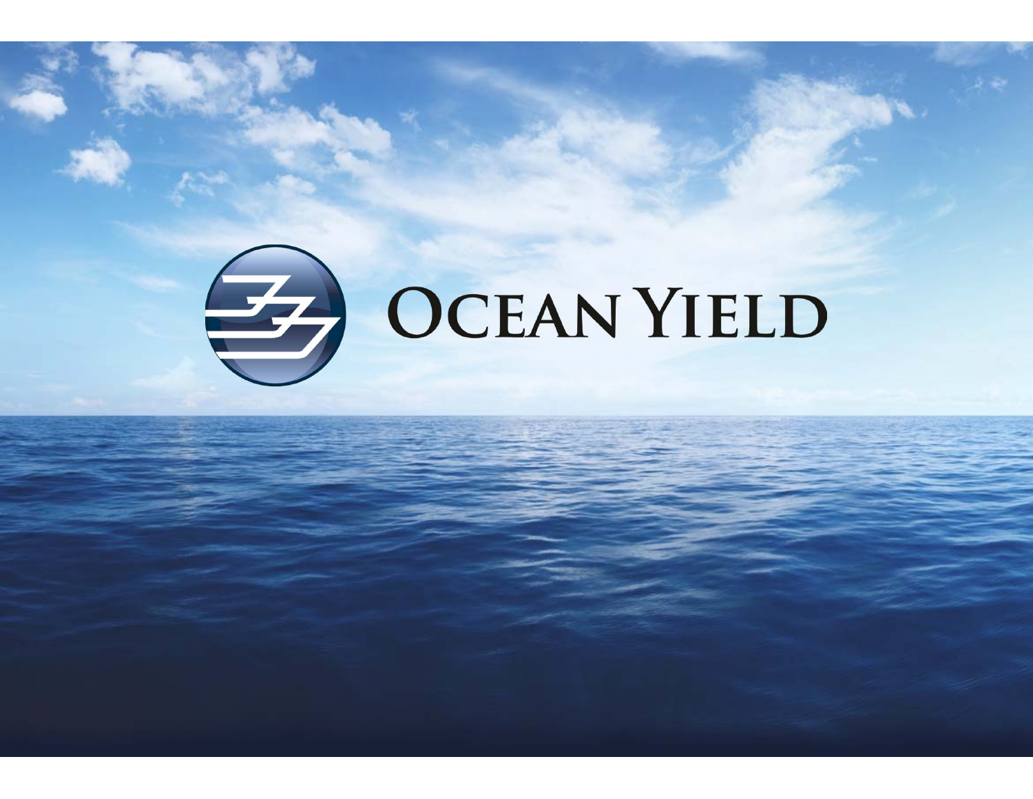OCEAN YIELD